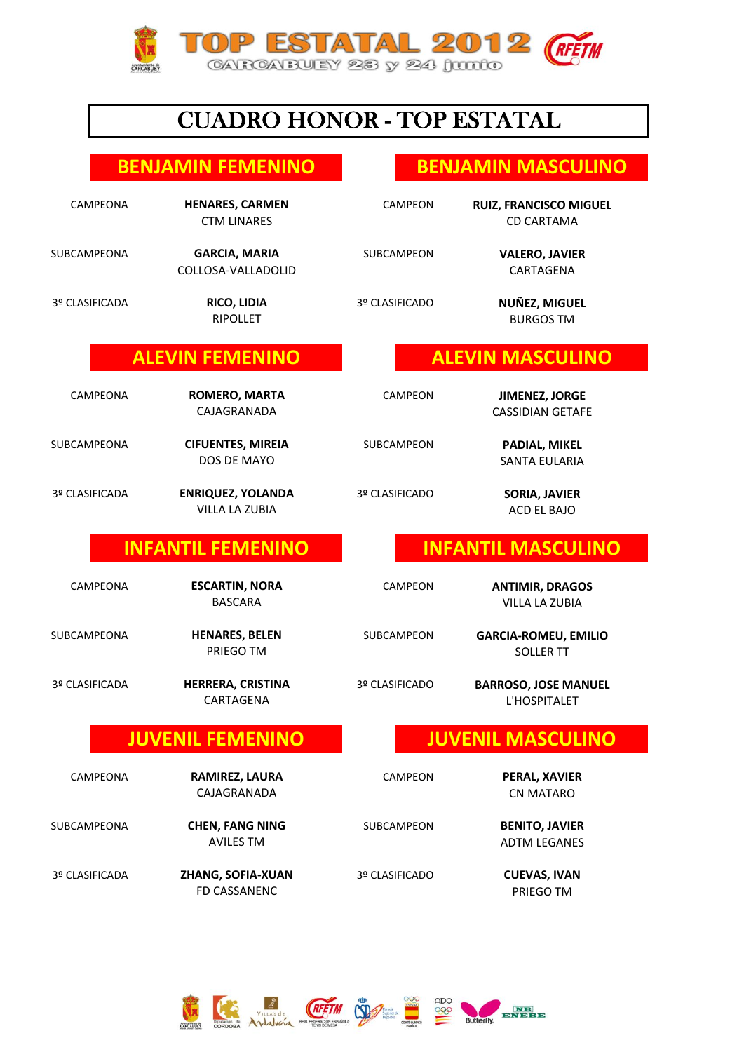# TOP ESTATAL 2012

CARCABUEY 23 y 24 junio

## CUADRO HONOR - TOP ESTATAL

### BENJAMIN FEMENINO

| | | |
|---|---|---|
| CAMPEONA | **HENARES, CARMEN** | CTM LINARES |
| SUBCAMPEONA | **GARCIA, MARIA** | COLLOSA-VALLADOLID |
| 3º CLASIFICADA | **RICO, LIDIA** | RIPOLLET |

### BENJAMIN MASCULINO

| | | |
|---|---|---|
| CAMPEON | **RUIZ, FRANCISCO MIGUEL** | CD CARTAMA |
| SUBCAMPEON | **VALERO, JAVIER** | CARTAGENA |
| 3º CLASIFICADO | **NUÑEZ, MIGUEL** | BURGOS TM |

### ALEVIN FEMENINO

| | | |
|---|---|---|
| CAMPEONA | **ROMERO, MARTA** | CAJAGRANADA |
| SUBCAMPEONA | **CIFUENTES, MIREIA** | DOS DE MAYO |
| 3º CLASIFICADA | **ENRIQUEZ, YOLANDA** | VILLA LA ZUBIA |

### ALEVIN MASCULINO

| | | |
|---|---|---|
| CAMPEON | **JIMENEZ, JORGE** | CASSIDIAN GETAFE |
| SUBCAMPEON | **PADIAL, MIKEL** | SANTA EULARIA |
| 3º CLASIFICADO | **SORIA, JAVIER** | ACD EL BAJO |

### INFANTIL FEMENINO

| | | |
|---|---|---|
| CAMPEONA | **ESCARTIN, NORA** | BASCARA |
| SUBCAMPEONA | **HENARES, BELEN** | PRIEGO TM |
| 3º CLASIFICADA | **HERRERA, CRISTINA** | CARTAGENA |

### INFANTIL MASCULINO

| | | |
|---|---|---|
| CAMPEON | **ANTIMIR, DRAGOS** | VILLA LA ZUBIA |
| SUBCAMPEON | **GARCIA-ROMEU, EMILIO** | SOLLER TT |
| 3º CLASIFICADO | **BARROSO, JOSE MANUEL** | L'HOSPITALET |

### JUVENIL FEMENINO

| | | |
|---|---|---|
| CAMPEONA | **RAMIREZ, LAURA** | CAJAGRANADA |
| SUBCAMPEONA | **CHEN, FANG NING** | AVILES TM |
| 3º CLASIFICADA | **ZHANG, SOFIA-XUAN** | FD CASSANENC |

### JUVENIL MASCULINO

| | | |
|---|---|---|
| CAMPEON | **PERAL, XAVIER** | CN MATARO |
| SUBCAMPEON | **BENITO, JAVIER** | ADTM LEGANES |
| 3º CLASIFICADO | **CUEVAS, IVAN** | PRIEGO TM |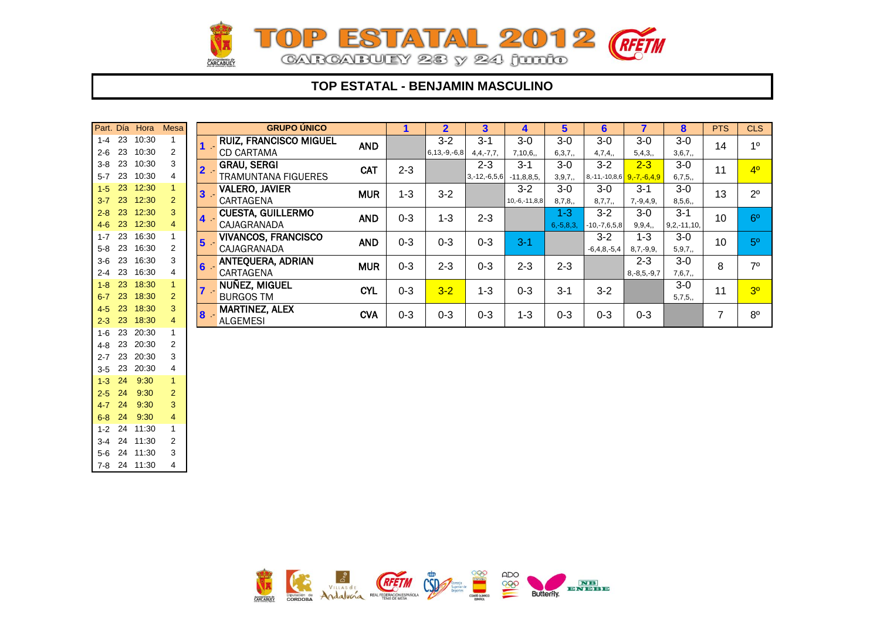# TOP ESTATAL 2012

CARCABUEY 23 y 24 junio

## TOP ESTATAL - BENJAMIN MASCULINO

| Part. | Día | Hora | Mesa |
|---|---|---|---|
| 1-4 | 23 | 10:30 | 1 |
| 2-6 | 23 | 10:30 | 2 |
| 3-8 | 23 | 10:30 | 3 |
| 5-7 | 23 | 10:30 | 4 |
| 1-5 | 23 | 12:30 | 1 |
| 3-7 | 23 | 12:30 | 2 |
| 2-8 | 23 | 12:30 | 3 |
| 4-6 | 23 | 12:30 | 4 |
| 1-7 | 23 | 16:30 | 1 |
| 5-8 | 23 | 16:30 | 2 |
| 3-6 | 23 | 16:30 | 3 |
| 2-4 | 23 | 16:30 | 4 |
| 1-8 | 23 | 18:30 | 1 |
| 6-7 | 23 | 18:30 | 2 |
| 4-5 | 23 | 18:30 | 3 |
| 2-3 | 23 | 18:30 | 4 |
| 1-6 | 23 | 20:30 | 1 |
| 4-8 | 23 | 20:30 | 2 |
| 2-7 | 23 | 20:30 | 3 |
| 3-5 | 23 | 20:30 | 4 |
| 1-3 | 24 | 9:30 | 1 |
| 2-5 | 24 | 9:30 | 2 |
| 4-7 | 24 | 9:30 | 3 |
| 6-8 | 24 | 9:30 | 4 |
| 1-2 | 24 | 11:30 | 1 |
| 3-4 | 24 | 11:30 | 2 |
| 5-6 | 24 | 11:30 | 3 |
| 7-8 | 24 | 11:30 | 4 |

| GRUPO ÚNICO | | | 1 | 2 | 3 | 4 | 5 | 6 | 7 | 8 | PTS | CLS |
|---|---|---|---|---|---|---|---|---|---|---|---|---|
| 1 .- | RUIZ, FRANCISCO MIGUEL<br>CD CARTAMA | AND | | 3-2<br>6,13,-9,-6,8 | 3-1<br>4,4,-7,7, | 3-0<br>7,10,6,, | 3-0<br>6,3,7,, | 3-0<br>4,7,4,, | 3-0<br>5,4,3,, | 3-0<br>3,6,7,, | 14 | 1º |
| 2 .- | GRAU, SERGI<br>TRAMUNTANA FIGUERES | CAT | 2-3 | | 2-3<br>3,-12,-6,5,6 | 3-1<br>-11,8,8,5, | 3-0<br>3,9,7,, | 3-2<br>8,-11,-10,8,6 | 2-3<br>9,-7,-6,4,9 | 3-0<br>6,7,5,, | 11 | 4º |
| 3 .- | VALERO, JAVIER<br>CARTAGENA | MUR | 1-3 | 3-2 | | 3-2<br>10,-6,-11,8,8 | 3-0<br>8,7,8,, | 3-0<br>8,7,7,, | 3-1<br>7,-9,4,9, | 3-0<br>8,5,6,, | 13 | 2º |
| 4 .- | CUESTA, GUILLERMO<br>CAJAGRANADA | AND | 0-3 | 1-3 | 2-3 | | 1-3<br>6,-5,8,3, | 3-2<br>-10,-7,6,5,8 | 3-0<br>9,9,4,, | 3-1<br>9,2,-11,10, | 10 | 6º |
| 5 .- | VIVANCOS, FRANCISCO<br>CAJAGRANADA | AND | 0-3 | 0-3 | 0-3 | 3-1 | | 3-2<br>-6,4,8,-5,4 | 1-3<br>8,7,-9,9, | 3-0<br>5,9,7,, | 10 | 5º |
| 6 .- | ANTEQUERA, ADRIAN<br>CARTAGENA | MUR | 0-3 | 2-3 | 0-3 | 2-3 | 2-3 | | 2-3<br>8,-8,5,-9,7 | 3-0<br>7,6,7,, | 8 | 7º |
| 7 .- | NUÑEZ, MIGUEL<br>BURGOS TM | CYL | 0-3 | 3-2 | 1-3 | 0-3 | 3-1 | 3-2 | | 3-0<br>5,7,5,, | 11 | 3º |
| 8 .- | MARTINEZ, ALEX<br>ALGEMESI | CVA | 0-3 | 0-3 | 0-3 | 1-3 | 0-3 | 0-3 | 0-3 | | 7 | 8º |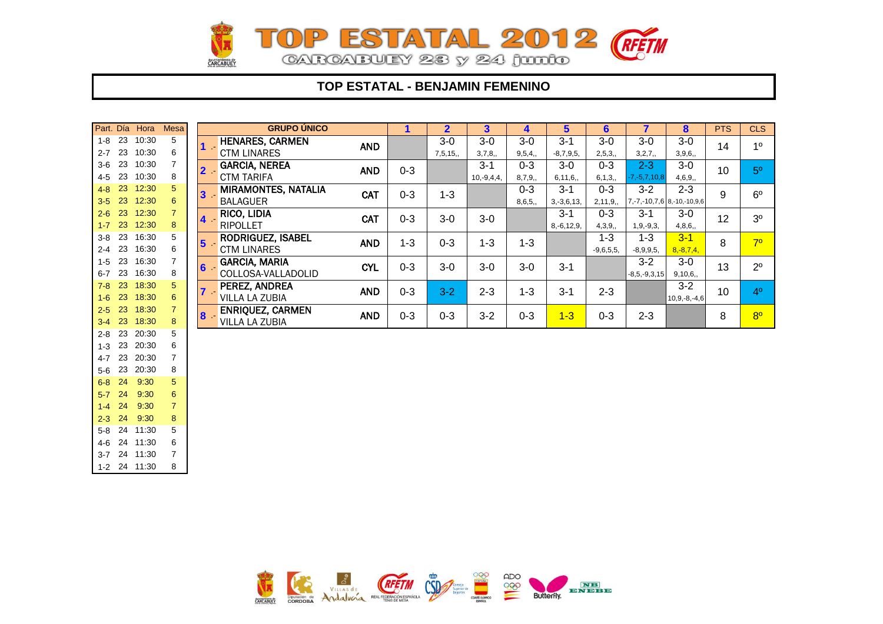# TOP ESTATAL 2012

CARCABUEY 23 y 24 junio

## TOP ESTATAL - BENJAMIN FEMENINO

| Part. | Día | Hora | Mesa |
|---|---|---|---|
| 1-8 | 23 | 10:30 | 5 |
| 2-7 | 23 | 10:30 | 6 |
| 3-6 | 23 | 10:30 | 7 |
| 4-5 | 23 | 10:30 | 8 |
| 4-8 | 23 | 12:30 | 5 |
| 3-5 | 23 | 12:30 | 6 |
| 2-6 | 23 | 12:30 | 7 |
| 1-7 | 23 | 12:30 | 8 |
| 3-8 | 23 | 16:30 | 5 |
| 2-4 | 23 | 16:30 | 6 |
| 1-5 | 23 | 16:30 | 7 |
| 6-7 | 23 | 16:30 | 8 |
| 7-8 | 23 | 18:30 | 5 |
| 1-6 | 23 | 18:30 | 6 |
| 2-5 | 23 | 18:30 | 7 |
| 3-4 | 23 | 18:30 | 8 |
| 2-8 | 23 | 20:30 | 5 |
| 1-3 | 23 | 20:30 | 6 |
| 4-7 | 23 | 20:30 | 7 |
| 5-6 | 23 | 20:30 | 8 |
| 6-8 | 24 | 9:30 | 5 |
| 5-7 | 24 | 9:30 | 6 |
| 1-4 | 24 | 9:30 | 7 |
| 2-3 | 24 | 9:30 | 8 |
| 5-8 | 24 | 11:30 | 5 |
| 4-6 | 24 | 11:30 | 6 |
| 3-7 | 24 | 11:30 | 7 |
| 1-2 | 24 | 11:30 | 8 |

| | GRUPO ÚNICO | | 1 | 2 | 3 | 4 | 5 | 6 | 7 | 8 | PTS | CLS |
|---|---|---|---|---|---|---|---|---|---|---|---|---|
| 1 .- | HENARES, CARMEN<br>CTM LINARES | AND | | 3-0<br>7,5,15,, | 3-0<br>3,7,8,, | 3-0<br>9,5,4,, | 3-1<br>-8,7,9,5, | 3-0<br>2,5,3,, | 3-0<br>3,2,7,, | 3-0<br>3,9,6,, | 14 | 1º |
| 2 .- | GARCIA, NEREA<br>CTM TARIFA | AND | 0-3 | | 3-1<br>10,-9,4,4, | 0-3<br>8,7,9,, | 3-0<br>6,11,6,, | 0-3<br>6,1,3,, | 2-3<br>-7,-5,7,10,8 | 3-0<br>4,6,9,, | 10 | 5º |
| 3 .- | MIRAMONTES, NATALIA<br>BALAGUER | CAT | 0-3 | 1-3 | | 0-3<br>8,6,5,, | 3-1<br>3,-3,6,13, | 0-3<br>2,11,9,, | 3-2<br>7,-7,-10,7,6 | 2-3<br>8,-10,-10,9,6 | 9 | 6º |
| 4 .- | RICO, LIDIA<br>RIPOLLET | CAT | 0-3 | 3-0 | 3-0 | | 3-1<br>8,-6,12,9, | 0-3<br>4,3,9,, | 3-1<br>1,9,-9,3, | 3-0<br>4,8,6,, | 12 | 3º |
| 5 .- | RODRIGUEZ, ISABEL<br>CTM LINARES | AND | 1-3 | 0-3 | 1-3 | 1-3 | | 1-3<br>-9,6,5,5, | 1-3<br>-8,9,9,5, | 3-1<br>8,-8,7,4, | 8 | 7º |
| 6 .- | GARCIA, MARIA<br>COLLOSA-VALLADOLID | CYL | 0-3 | 3-0 | 3-0 | 3-0 | 3-1 | | 3-2<br>-8,5,-9,3,15 | 3-0<br>9,10,6,, | 13 | 2º |
| 7 .- | PEREZ, ANDREA<br>VILLA LA ZUBIA | AND | 0-3 | 3-2 | 2-3 | 1-3 | 3-1 | 2-3 | | 3-2<br>10,9,-8,-4,6 | 10 | 4º |
| 8 .- | ENRIQUEZ, CARMEN<br>VILLA LA ZUBIA | AND | 0-3 | 0-3 | 3-2 | 0-3 | 1-3 | 0-3 | 2-3 | | 8 | 8º |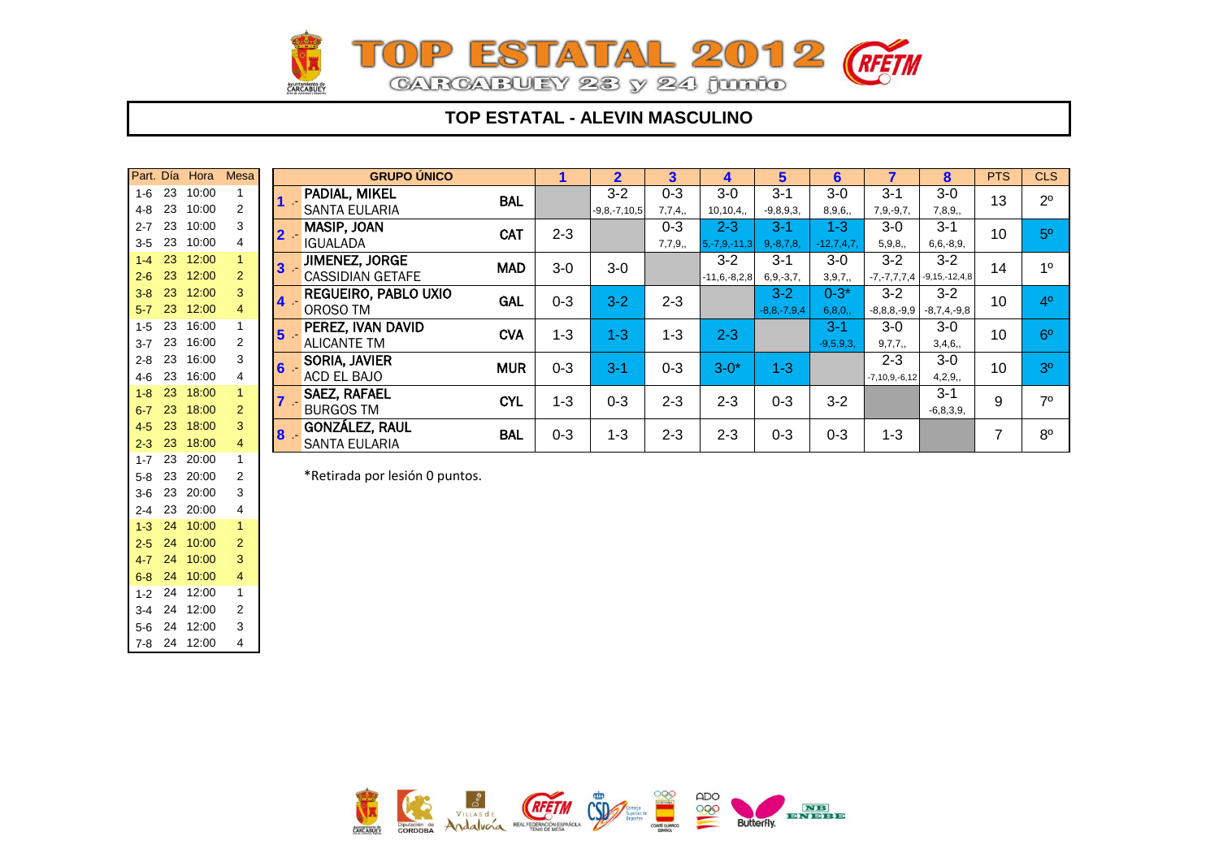# TOP ESTATAL 2012

CARCABUEY 23 y 24 junio

## TOP ESTATAL - ALEVIN MASCULINO

| Part. | Día | Hora | Mesa |
|---|---|---|---|
| 1-6 | 23 | 10:00 | 1 |
| 4-8 | 23 | 10:00 | 2 |
| 2-7 | 23 | 10:00 | 3 |
| 3-5 | 23 | 10:00 | 4 |
| 1-4 | 23 | 12:00 | 1 |
| 2-6 | 23 | 12:00 | 2 |
| 3-8 | 23 | 12:00 | 3 |
| 5-7 | 23 | 12:00 | 4 |
| 1-5 | 23 | 16:00 | 1 |
| 3-7 | 23 | 16:00 | 2 |
| 2-8 | 23 | 16:00 | 3 |
| 4-6 | 23 | 16:00 | 4 |
| 1-8 | 23 | 18:00 | 1 |
| 6-7 | 23 | 18:00 | 2 |
| 4-5 | 23 | 18:00 | 3 |
| 2-3 | 23 | 18:00 | 4 |
| 1-7 | 23 | 20:00 | 1 |
| 5-8 | 23 | 20:00 | 2 |
| 3-6 | 23 | 20:00 | 3 |
| 2-4 | 23 | 20:00 | 4 |
| 1-3 | 24 | 10:00 | 1 |
| 2-5 | 24 | 10:00 | 2 |
| 4-7 | 24 | 10:00 | 3 |
| 6-8 | 24 | 10:00 | 4 |
| 1-2 | 24 | 12:00 | 1 |
| 3-4 | 24 | 12:00 | 2 |
| 5-6 | 24 | 12:00 | 3 |
| 7-8 | 24 | 12:00 | 4 |

| | GRUPO ÚNICO | | 1 | 2 | 3 | 4 | 5 | 6 | 7 | 8 | PTS | CLS |
|---|---|---|---|---|---|---|---|---|---|---|---|---|
| 1 .- | PADIAL, MIKEL<br>SANTA EULARIA | BAL | | 3-2<br>-9,8,-7,10,5 | 0-3<br>7,7,4,, | 3-0<br>10,10,4,, | 3-1<br>-9,8,9,3, | 3-0<br>8,9,6,, | 3-1<br>7,9,-9,7, | 3-0<br>7,8,9,, | 13 | 2º |
| 2 .- | MASIP, JOAN<br>IGUALADA | CAT | 2-3 | | 0-3<br>7,7,9,, | 2-3<br>5,-7,9,-11,3 | 3-1<br>9,-8,7,8, | 1-3<br>-12,7,4,7, | 3-0<br>5,9,8,, | 3-1<br>6,6,-8,9, | 10 | 5º |
| 3 .- | JIMENEZ, JORGE<br>CASSIDIAN GETAFE | MAD | 3-0 | 3-0 | | 3-2<br>-11,6,-8,2,8 | 3-1<br>6,9,-3,7, | 3-0<br>3,9,7,, | 3-2<br>-7,-7,7,7,4 | 3-2<br>-9,15,-12,4,8 | 14 | 1º |
| 4 .- | REGUEIRO, PABLO UXIO<br>OROSO TM | GAL | 0-3 | 3-2 | 2-3 | | 3-2<br>-8,8,-7,9,4 | 0-3*<br>6,8,0,, | 3-2<br>-8,8,8,-9,9 | 3-2<br>-8,7,4,-9,8 | 10 | 4º |
| 5 .- | PEREZ, IVAN DAVID<br>ALICANTE TM | CVA | 1-3 | 1-3 | 1-3 | 2-3 | | 3-1<br>-9,5,9,3, | 3-0<br>9,7,7,, | 3-0<br>3,4,6,, | 10 | 6º |
| 6 .- | SORIA, JAVIER<br>ACD EL BAJO | MUR | 0-3 | 3-1 | 0-3 | 3-0* | 1-3 | | 2-3<br>-7,10,9,-6,12 | 3-0<br>4,2,9,, | 10 | 3º |
| 7 .- | SAEZ, RAFAEL<br>BURGOS TM | CYL | 1-3 | 0-3 | 2-3 | 2-3 | 0-3 | 3-2 | | 3-1<br>-6,8,3,9, | 9 | 7º |
| 8 .- | GONZÁLEZ, RAUL<br>SANTA EULARIA | BAL | 0-3 | 1-3 | 2-3 | 2-3 | 0-3 | 0-3 | 1-3 | | 7 | 8º |

*Retirada por lesión 0 puntos.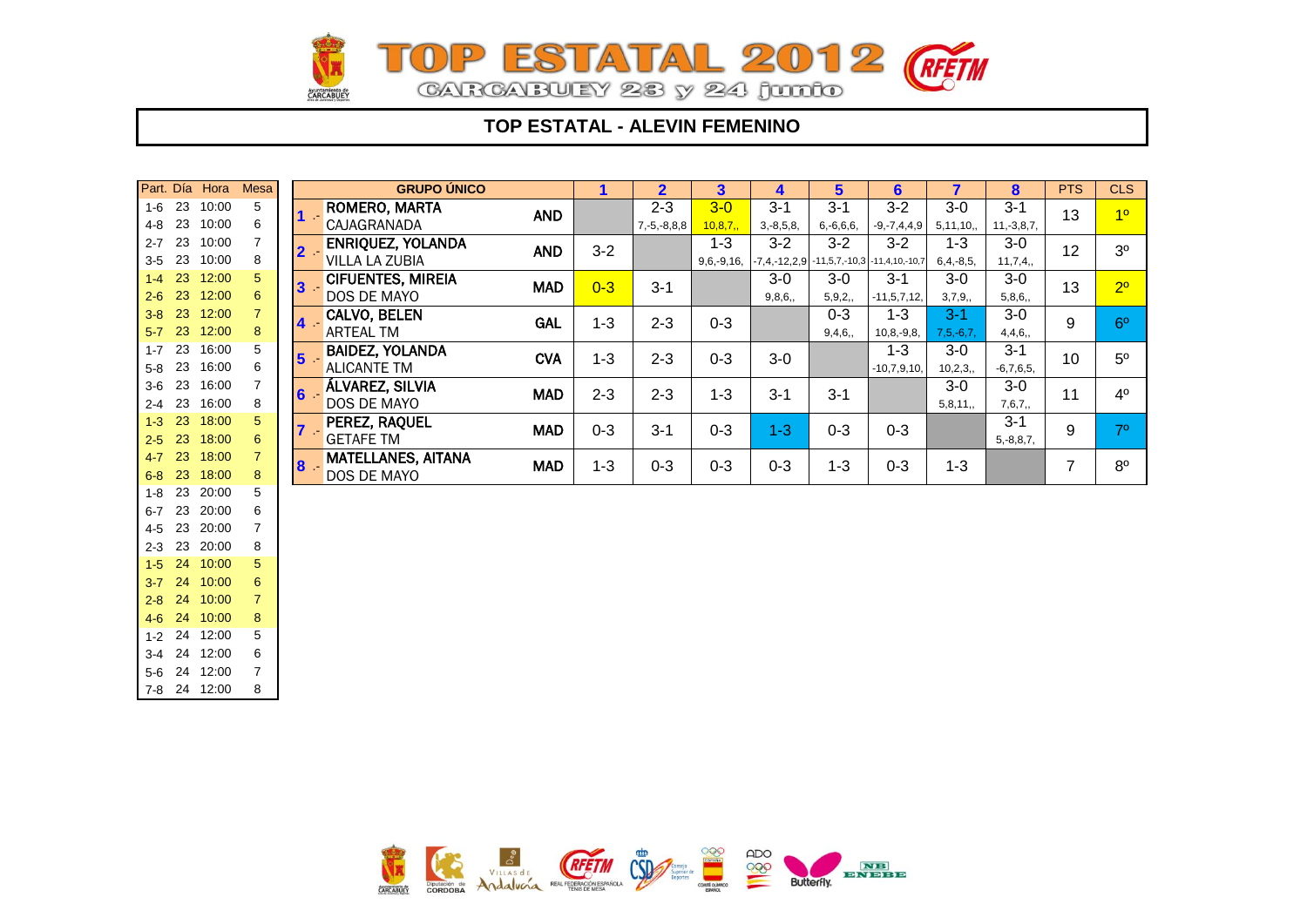# TOP ESTATAL 2012

CARCABUEY 23 y 24 junio

## TOP ESTATAL - ALEVIN FEMENINO

| Part. | Día | Hora | Mesa |
|---|---|---|---|
| 1-6 | 23 | 10:00 | 5 |
| 4-8 | 23 | 10:00 | 6 |
| 2-7 | 23 | 10:00 | 7 |
| 3-5 | 23 | 10:00 | 8 |
| 1-4 | 23 | 12:00 | 5 |
| 2-6 | 23 | 12:00 | 6 |
| 3-8 | 23 | 12:00 | 7 |
| 5-7 | 23 | 12:00 | 8 |
| 1-7 | 23 | 16:00 | 5 |
| 5-8 | 23 | 16:00 | 6 |
| 3-6 | 23 | 16:00 | 7 |
| 2-4 | 23 | 16:00 | 8 |
| 1-3 | 23 | 18:00 | 5 |
| 2-5 | 23 | 18:00 | 6 |
| 4-7 | 23 | 18:00 | 7 |
| 6-8 | 23 | 18:00 | 8 |
| 1-8 | 23 | 20:00 | 5 |
| 6-7 | 23 | 20:00 | 6 |
| 4-5 | 23 | 20:00 | 7 |
| 2-3 | 23 | 20:00 | 8 |
| 1-5 | 24 | 10:00 | 5 |
| 3-7 | 24 | 10:00 | 6 |
| 2-8 | 24 | 10:00 | 7 |
| 4-6 | 24 | 10:00 | 8 |
| 1-2 | 24 | 12:00 | 5 |
| 3-4 | 24 | 12:00 | 6 |
| 5-6 | 24 | 12:00 | 7 |
| 7-8 | 24 | 12:00 | 8 |

| | GRUPO ÚNICO | | 1 | 2 | 3 | 4 | 5 | 6 | 7 | 8 | PTS | CLS |
|---|---|---|---|---|---|---|---|---|---|---|---|---|
| 1 .- | ROMERO, MARTA<br>CAJAGRANADA | AND | | 2-3<br>7,-5,-8,8,8 | 3-0<br>10,8,7,, | 3-1<br>3,-8,5,8, | 3-1<br>6,-6,6,6, | 3-2<br>-9,-7,4,4,9 | 3-0<br>5,11,10,, | 3-1<br>11,-3,8,7, | 13 | 1º |
| 2 .- | ENRIQUEZ, YOLANDA<br>VILLA LA ZUBIA | AND | 3-2 | | 1-3<br>9,6,-9,16, | 3-2<br>-7,4,-12,2,9 | 3-2<br>-11,5,7,-10,3 | 3-2<br>-11,4,10,-10,7 | 1-3<br>6,4,-8,5, | 3-0<br>11,7,4,, | 12 | 3º |
| 3 .- | CIFUENTES, MIREIA<br>DOS DE MAYO | MAD | 0-3 | 3-1 | | 3-0<br>9,8,6,, | 3-0<br>5,9,2,, | 3-1<br>-11,5,7,12, | 3-0<br>3,7,9,, | 3-0<br>5,8,6,, | 13 | 2º |
| 4 .- | CALVO, BELEN<br>ARTEAL TM | GAL | 1-3 | 2-3 | 0-3 | | 0-3<br>9,4,6,, | 1-3<br>10,8,-9,8, | 3-1<br>7,5,-6,7, | 3-0<br>4,4,6,, | 9 | 6º |
| 5 .- | BAIDEZ, YOLANDA<br>ALICANTE TM | CVA | 1-3 | 2-3 | 0-3 | 3-0 | | 1-3<br>-10,7,9,10, | 3-0<br>10,2,3,, | 3-1<br>-6,7,6,5, | 10 | 5º |
| 6 .- | ÁLVAREZ, SILVIA<br>DOS DE MAYO | MAD | 2-3 | 2-3 | 1-3 | 3-1 | 3-1 | | 3-0<br>5,8,11,, | 3-0<br>7,6,7,, | 11 | 4º |
| 7 .- | PEREZ, RAQUEL<br>GETAFE TM | MAD | 0-3 | 3-1 | 0-3 | 1-3 | 0-3 | 0-3 | | 3-1<br>5,-8,8,7, | 9 | 7º |
| 8 .- | MATELLANES, AITANA<br>DOS DE MAYO | MAD | 1-3 | 0-3 | 0-3 | 0-3 | 1-3 | 0-3 | 1-3 | | 7 | 8º |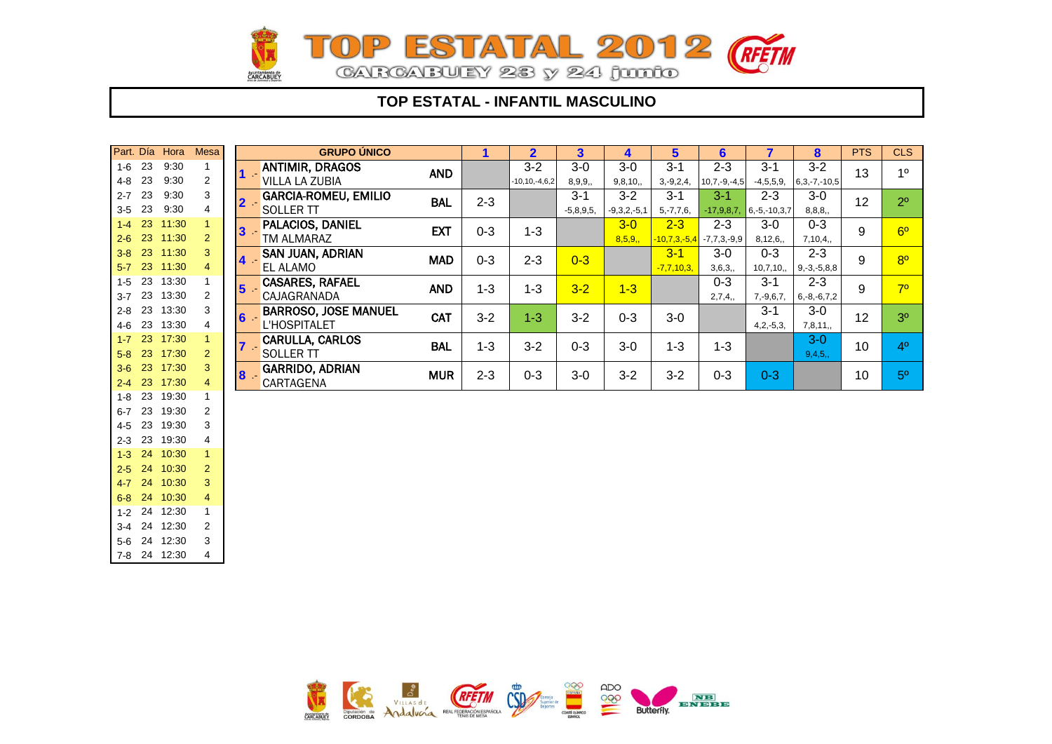# TOP ESTATAL 2012

CARCABUEY 23 y 24 junio

## TOP ESTATAL - INFANTIL MASCULINO

| Part. | Día | Hora | Mesa |
|---|---|---|---|
| 1-6 | 23 | 9:30 | 1 |
| 4-8 | 23 | 9:30 | 2 |
| 2-7 | 23 | 9:30 | 3 |
| 3-5 | 23 | 9:30 | 4 |
| 1-4 | 23 | 11:30 | 1 |
| 2-6 | 23 | 11:30 | 2 |
| 3-8 | 23 | 11:30 | 3 |
| 5-7 | 23 | 11:30 | 4 |
| 1-5 | 23 | 13:30 | 1 |
| 3-7 | 23 | 13:30 | 2 |
| 2-8 | 23 | 13:30 | 3 |
| 4-6 | 23 | 13:30 | 4 |
| 1-7 | 23 | 17:30 | 1 |
| 5-8 | 23 | 17:30 | 2 |
| 3-6 | 23 | 17:30 | 3 |
| 2-4 | 23 | 17:30 | 4 |
| 1-8 | 23 | 19:30 | 1 |
| 6-7 | 23 | 19:30 | 2 |
| 4-5 | 23 | 19:30 | 3 |
| 2-3 | 23 | 19:30 | 4 |
| 1-3 | 24 | 10:30 | 1 |
| 2-5 | 24 | 10:30 | 2 |
| 4-7 | 24 | 10:30 | 3 |
| 6-8 | 24 | 10:30 | 4 |
| 1-2 | 24 | 12:30 | 1 |
| 3-4 | 24 | 12:30 | 2 |
| 5-6 | 24 | 12:30 | 3 |
| 7-8 | 24 | 12:30 | 4 |

| | GRUPO ÚNICO | | 1 | 2 | 3 | 4 | 5 | 6 | 7 | 8 | PTS | CLS |
|---|---|---|---|---|---|---|---|---|---|---|---|---|
| 1 .- | ANTIMIR, DRAGOS / VILLA LA ZUBIA | AND | | 3-2 (-10,10,-4,6,2) | 3-0 (8,9,9,,) | 3-0 (9,8,10,,) | 3-1 (3,-9,2,4,) | 2-3 (10,7,-9,-4,5) | 3-1 (-4,5,5,9,) | 3-2 (6,3,-7,-10,5) | 13 | 1º |
| 2 .- | GARCIA-ROMEU, EMILIO / SOLLER TT | BAL | 2-3 | | 3-1 (-5,8,9,5,) | 3-2 (-9,3,2,-5,1) | 3-1 (5,-7,7,6,) | 3-1 (-17,9,8,7,) | 2-3 (6,-5,-10,3,7) | 3-0 (8,8,8,,) | 12 | 2º |
| 3 .- | PALACIOS, DANIEL / TM ALMARAZ | EXT | 0-3 | 1-3 | | 3-0 (8,5,9,,) | 2-3 (-10,7,3,-5,4) | 2-3 (-7,7,3,-9,9) | 3-0 (8,12,6,,) | 0-3 (7,10,4,,) | 9 | 6º |
| 4 .- | SAN JUAN, ADRIAN / EL ALAMO | MAD | 0-3 | 2-3 | 0-3 | | 3-1 (-7,7,10,3,) | 3-0 (3,6,3,,) | 0-3 (10,7,10,,) | 2-3 (9,-3,-5,8,8) | 9 | 8º |
| 5 .- | CASARES, RAFAEL / CAJAGRANADA | AND | 1-3 | 1-3 | 3-2 | 1-3 | | 0-3 (2,7,4,,) | 3-1 (7,-9,6,7,) | 2-3 (6,-8,-6,7,2) | 9 | 7º |
| 6 .- | BARROSO, JOSE MANUEL / L'HOSPITALET | CAT | 3-2 | 1-3 | 3-2 | 0-3 | 3-0 | | 3-1 (4,2,-5,3,) | 3-0 (7,8,11,,) | 12 | 3º |
| 7 .- | CARULLA, CARLOS / SOLLER TT | BAL | 1-3 | 3-2 | 0-3 | 3-0 | 1-3 | 1-3 | | 3-0 (9,4,5,,) | 10 | 4º |
| 8 .- | GARRIDO, ADRIAN / CARTAGENA | MUR | 2-3 | 0-3 | 3-0 | 3-2 | 3-2 | 0-3 | 0-3 | | 10 | 5º |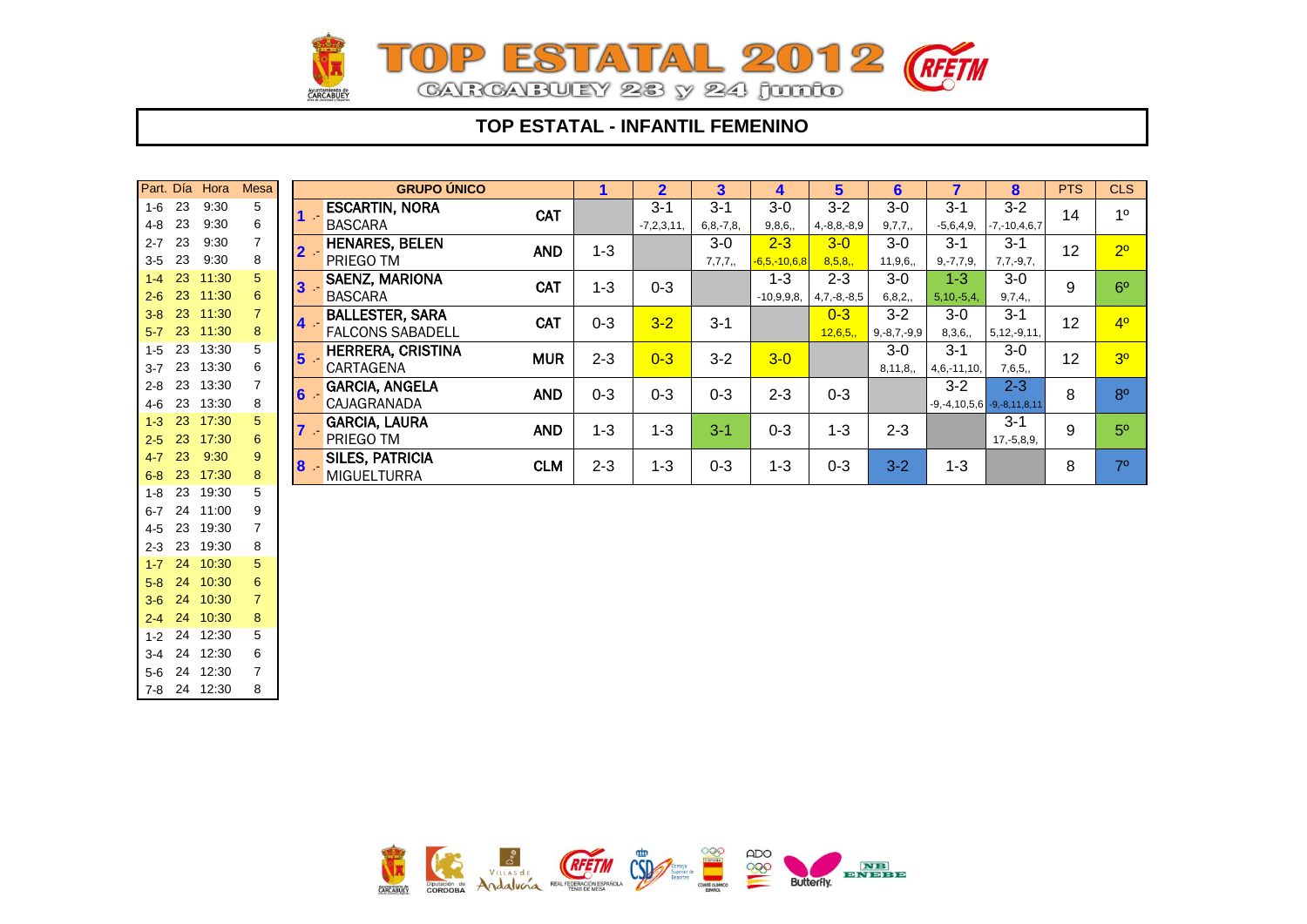# TOP ESTATAL 2012

CARCABUEY 23 y 24 junio

## TOP ESTATAL - INFANTIL FEMENINO

| Part. | Día | Hora | Mesa |
|---|---|---|---|
| 1-6 | 23 | 9:30 | 5 |
| 4-8 | 23 | 9:30 | 6 |
| 2-7 | 23 | 9:30 | 7 |
| 3-5 | 23 | 9:30 | 8 |
| 1-4 | 23 | 11:30 | 5 |
| 2-6 | 23 | 11:30 | 6 |
| 3-8 | 23 | 11:30 | 7 |
| 5-7 | 23 | 11:30 | 8 |
| 1-5 | 23 | 13:30 | 5 |
| 3-7 | 23 | 13:30 | 6 |
| 2-8 | 23 | 13:30 | 7 |
| 4-6 | 23 | 13:30 | 8 |
| 1-3 | 23 | 17:30 | 5 |
| 2-5 | 23 | 17:30 | 6 |
| 4-7 | 23 | 9:30 | 9 |
| 6-8 | 23 | 17:30 | 8 |
| 1-8 | 23 | 19:30 | 5 |
| 6-7 | 24 | 11:00 | 9 |
| 4-5 | 23 | 19:30 | 7 |
| 2-3 | 23 | 19:30 | 8 |
| 1-7 | 24 | 10:30 | 5 |
| 5-8 | 24 | 10:30 | 6 |
| 3-6 | 24 | 10:30 | 7 |
| 2-4 | 24 | 10:30 | 8 |
| 1-2 | 24 | 12:30 | 5 |
| 3-4 | 24 | 12:30 | 6 |
| 5-6 | 24 | 12:30 | 7 |
| 7-8 | 24 | 12:30 | 8 |

| GRUPO ÚNICO | | | 1 | 2 | 3 | 4 | 5 | 6 | 7 | 8 | PTS | CLS |
|---|---|---|---|---|---|---|---|---|---|---|---|---|
| 1 .- | ESCARTIN, NORA<br>BASCARA | CAT | | 3-1<br>-7,2,3,11, | 3-1<br>6,8,-7,8, | 3-0<br>9,8,6,, | 3-2<br>4,-8,8,-8,9 | 3-0<br>9,7,7,, | 3-1<br>-5,6,4,9, | 3-2<br>-7,-10,4,6,7 | 14 | 1º |
| 2 .- | HENARES, BELEN<br>PRIEGO TM | AND | 1-3 | | 3-0<br>7,7,7,, | 2-3<br>-6,5,-10,6,8 | 3-0<br>8,5,8,, | 3-0<br>11,9,6,, | 3-1<br>9,-7,7,9, | 3-1<br>7,7,-9,7, | 12 | 2º |
| 3 .- | SAENZ, MARIONA<br>BASCARA | CAT | 1-3 | 0-3 | | 1-3<br>-10,9,9,8, | 2-3<br>4,7,-8,-8,5 | 3-0<br>6,8,2,, | 1-3<br>5,10,-5,4, | 3-0<br>9,7,4,, | 9 | 6º |
| 4 .- | BALLESTER, SARA<br>FALCONS SABADELL | CAT | 0-3 | 3-2 | 3-1 | | 0-3<br>12,6,5,, | 3-2<br>9,-8,7,-9,9 | 3-0<br>8,3,6,, | 3-1<br>5,12,-9,11, | 12 | 4º |
| 5 .- | HERRERA, CRISTINA<br>CARTAGENA | MUR | 2-3 | 0-3 | 3-2 | 3-0 | | 3-0<br>8,11,8,, | 3-1<br>4,6,-11,10, | 3-0<br>7,6,5,, | 12 | 3º |
| 6 .- | GARCIA, ANGELA<br>CAJAGRANADA | AND | 0-3 | 0-3 | 0-3 | 2-3 | 0-3 | | 3-2<br>-9,-4,10,5,6 | 2-3<br>-9,-8,11,8,11 | 8 | 8º |
| 7 .- | GARCIA, LAURA<br>PRIEGO TM | AND | 1-3 | 1-3 | 3-1 | 0-3 | 1-3 | 2-3 | | 3-1<br>17,-5,8,9, | 9 | 5º |
| 8 .- | SILES, PATRICIA<br>MIGUELTURRA | CLM | 2-3 | 1-3 | 0-3 | 1-3 | 0-3 | 3-2 | 1-3 | | 8 | 7º |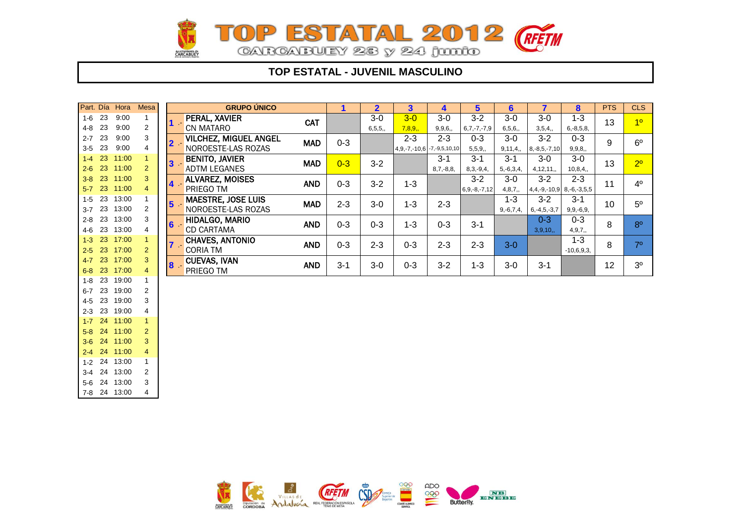# TOP ESTATAL 2012

CARCABUEY 23 y 24 junio

## TOP ESTATAL - JUVENIL MASCULINO

| Part. | Día | Hora | Mesa |
|---|---|---|---|
| 1-6 | 23 | 9:00 | 1 |
| 4-8 | 23 | 9:00 | 2 |
| 2-7 | 23 | 9:00 | 3 |
| 3-5 | 23 | 9:00 | 4 |
| 1-4 | 23 | 11:00 | 1 |
| 2-6 | 23 | 11:00 | 2 |
| 3-8 | 23 | 11:00 | 3 |
| 5-7 | 23 | 11:00 | 4 |
| 1-5 | 23 | 13:00 | 1 |
| 3-7 | 23 | 13:00 | 2 |
| 2-8 | 23 | 13:00 | 3 |
| 4-6 | 23 | 13:00 | 4 |
| 1-3 | 23 | 17:00 | 1 |
| 2-5 | 23 | 17:00 | 2 |
| 4-7 | 23 | 17:00 | 3 |
| 6-8 | 23 | 17:00 | 4 |
| 1-8 | 23 | 19:00 | 1 |
| 6-7 | 23 | 19:00 | 2 |
| 4-5 | 23 | 19:00 | 3 |
| 2-3 | 23 | 19:00 | 4 |
| 1-7 | 24 | 11:00 | 1 |
| 5-8 | 24 | 11:00 | 2 |
| 3-6 | 24 | 11:00 | 3 |
| 2-4 | 24 | 11:00 | 4 |
| 1-2 | 24 | 13:00 | 1 |
| 3-4 | 24 | 13:00 | 2 |
| 5-6 | 24 | 13:00 | 3 |
| 7-8 | 24 | 13:00 | 4 |

| | GRUPO ÚNICO | | 1 | 2 | 3 | 4 | 5 | 6 | 7 | 8 | PTS | CLS |
|---|---|---|---|---|---|---|---|---|---|---|---|---|
| 1 .- | PERAL, XAVIER<br>CN MATARO | CAT | | 3-0<br>6,5,5,, | 3-0<br>7,8,9,, | 3-0<br>9,9,6,, | 3-2<br>6,7,-7,-7,9 | 3-0<br>6,5,6,, | 3-0<br>3,5,4,, | 1-3<br>6,-8,5,8, | 13 | 1º |
| 2 .- | VILCHEZ, MIGUEL ANGEL<br>NOROESTE-LAS ROZAS | MAD | 0-3 | | 2-3<br>4,9,-7,-10,6 | 2-3<br>-7,-9,5,10,10 | 0-3<br>5,5,9,, | 3-0<br>9,11,4,, | 3-2<br>8,-8,5,-7,10 | 0-3<br>9,9,8,, | 9 | 6º |
| 3 .- | BENITO, JAVIER<br>ADTM LEGANES | MAD | 0-3 | 3-2 | | 3-1<br>8,7,-8,8, | 3-1<br>8,3,-9,4, | 3-1<br>5,-6,3,4, | 3-0<br>4,12,11,, | 3-0<br>10,8,4,, | 13 | 2º |
| 4 .- | ALVAREZ, MOISES<br>PRIEGO TM | AND | 0-3 | 3-2 | 1-3 | | 3-2<br>6,9,-8,-7,12 | 3-0<br>4,8,7,, | 3-2<br>4,4,-9,-10,9 | 2-3<br>8,-6,-3,5,5 | 11 | 4º |
| 5 .- | MAESTRE, JOSE LUIS<br>NOROESTE-LAS ROZAS | MAD | 2-3 | 3-0 | 1-3 | 2-3 | | 1-3<br>9,-6,7,4, | 3-2<br>6,-4,5,-3,7 | 3-1<br>9,9,-6,9, | 10 | 5º |
| 6 .- | HIDALGO, MARIO<br>CD CARTAMA | AND | 0-3 | 0-3 | 1-3 | 0-3 | 3-1 | | 0-3<br>3,9,10,, | 0-3<br>4,9,7,, | 8 | 8º |
| 7 .- | CHAVES, ANTONIO<br>CORIA TM | AND | 0-3 | 2-3 | 0-3 | 2-3 | 2-3 | 3-0 | | 1-3<br>-10,6,9,3, | 8 | 7º |
| 8 .- | CUEVAS, IVAN<br>PRIEGO TM | AND | 3-1 | 3-0 | 0-3 | 3-2 | 1-3 | 3-0 | 3-1 | | 12 | 3º |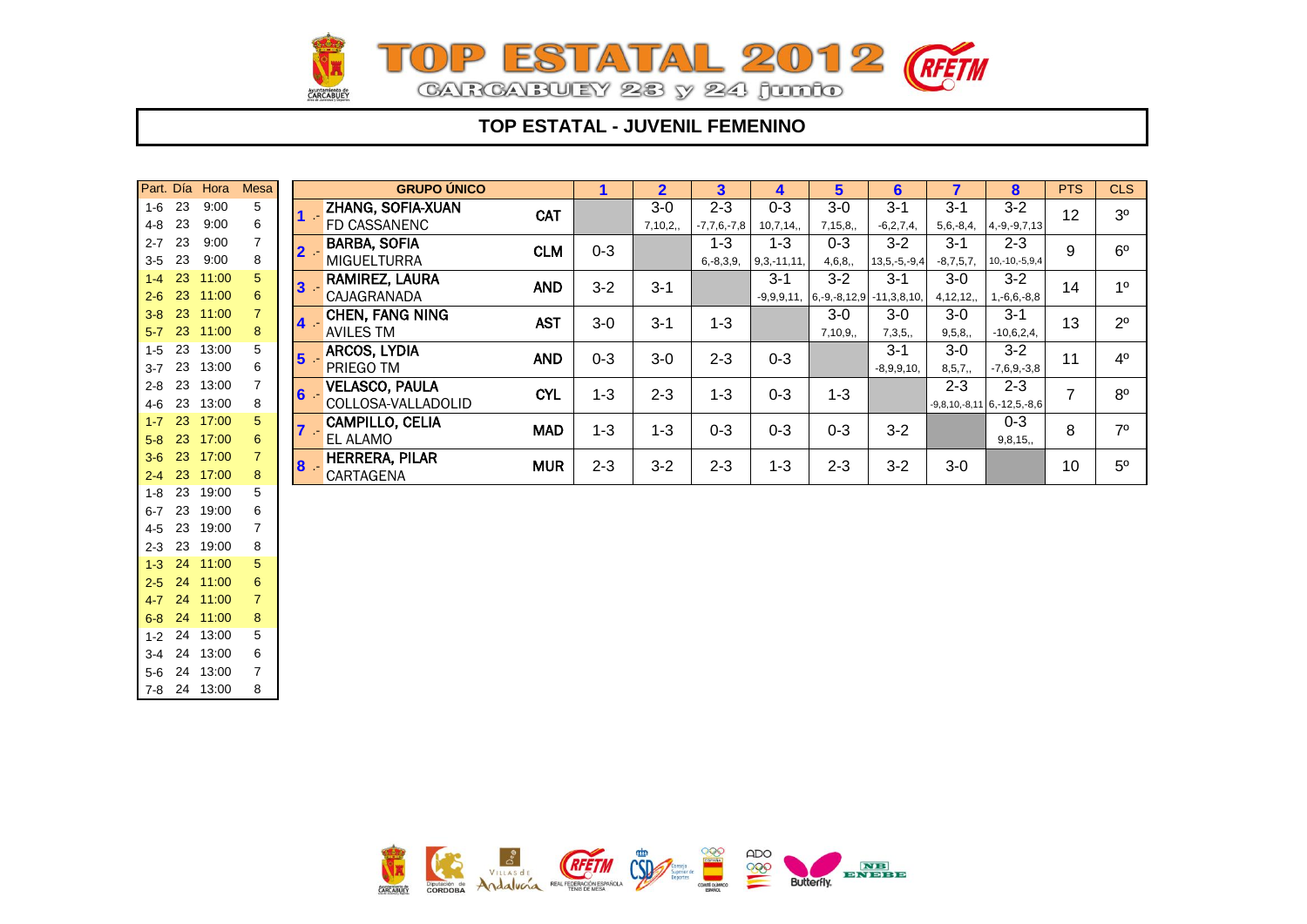# TOP ESTATAL 2012

CARCABUEY 23 y 24 junio

## TOP ESTATAL - JUVENIL FEMENINO

| Part. | Día | Hora | Mesa |
|---|---|---|---|
| 1-6 | 23 | 9:00 | 5 |
| 4-8 | 23 | 9:00 | 6 |
| 2-7 | 23 | 9:00 | 7 |
| 3-5 | 23 | 9:00 | 8 |
| 1-4 | 23 | 11:00 | 5 |
| 2-6 | 23 | 11:00 | 6 |
| 3-8 | 23 | 11:00 | 7 |
| 5-7 | 23 | 11:00 | 8 |
| 1-5 | 23 | 13:00 | 5 |
| 3-7 | 23 | 13:00 | 6 |
| 2-8 | 23 | 13:00 | 7 |
| 4-6 | 23 | 13:00 | 8 |
| 1-7 | 23 | 17:00 | 5 |
| 5-8 | 23 | 17:00 | 6 |
| 3-6 | 23 | 17:00 | 7 |
| 2-4 | 23 | 17:00 | 8 |
| 1-8 | 23 | 19:00 | 5 |
| 6-7 | 23 | 19:00 | 6 |
| 4-5 | 23 | 19:00 | 7 |
| 2-3 | 23 | 19:00 | 8 |
| 1-3 | 24 | 11:00 | 5 |
| 2-5 | 24 | 11:00 | 6 |
| 4-7 | 24 | 11:00 | 7 |
| 6-8 | 24 | 11:00 | 8 |
| 1-2 | 24 | 13:00 | 5 |
| 3-4 | 24 | 13:00 | 6 |
| 5-6 | 24 | 13:00 | 7 |
| 7-8 | 24 | 13:00 | 8 |

| | GRUPO ÚNICO | | 1 | 2 | 3 | 4 | 5 | 6 | 7 | 8 | PTS | CLS |
|---|---|---|---|---|---|---|---|---|---|---|---|---|
| 1 .- | ZHANG, SOFIA-XUAN<br>FD CASSANENC | CAT | | 3-0<br>7,10,2,, | 2-3<br>-7,7,6,-7,8 | 0-3<br>10,7,14,, | 3-0<br>7,15,8,, | 3-1<br>-6,2,7,4, | 3-1<br>5,6,-8,4, | 3-2<br>4,-9,-9,7,13 | 12 | 3º |
| 2 .- | BARBA, SOFIA<br>MIGUELTURRA | CLM | 0-3 | | 1-3<br>6,-8,3,9, | 1-3<br>9,3,-11,11, | 0-3<br>4,6,8,, | 3-2<br>13,5,-5,-9,4 | 3-1<br>-8,7,5,7, | 2-3<br>10,-10,-5,9,4 | 9 | 6º |
| 3 .- | RAMIREZ, LAURA<br>CAJAGRANADA | AND | 3-2 | 3-1 | | 3-1<br>-9,9,9,11, | 3-2<br>6,-9,-8,12,9 | 3-1<br>-11,3,8,10, | 3-0<br>4,12,12,, | 3-2<br>1,-6,6,-8,8 | 14 | 1º |
| 4 .- | CHEN, FANG NING<br>AVILES TM | AST | 3-0 | 3-1 | 1-3 | | 3-0<br>7,10,9,, | 3-0<br>7,3,5,, | 3-0<br>9,5,8,, | 3-1<br>-10,6,2,4, | 13 | 2º |
| 5 .- | ARCOS, LYDIA<br>PRIEGO TM | AND | 0-3 | 3-0 | 2-3 | 0-3 | | 3-1<br>-8,9,9,10, | 3-0<br>8,5,7,, | 3-2<br>-7,6,9,-3,8 | 11 | 4º |
| 6 .- | VELASCO, PAULA<br>COLLOSA-VALLADOLID | CYL | 1-3 | 2-3 | 1-3 | 0-3 | 1-3 | | 2-3<br>-9,8,10,-8,11 | 2-3<br>6,-12,5,-8,6 | 7 | 8º |
| 7 .- | CAMPILLO, CELIA<br>EL ALAMO | MAD | 1-3 | 1-3 | 0-3 | 0-3 | 0-3 | 3-2 | | 0-3<br>9,8,15,, | 8 | 7º |
| 8 .- | HERRERA, PILAR<br>CARTAGENA | MUR | 2-3 | 3-2 | 2-3 | 1-3 | 2-3 | 3-2 | 3-0 | | 10 | 5º |